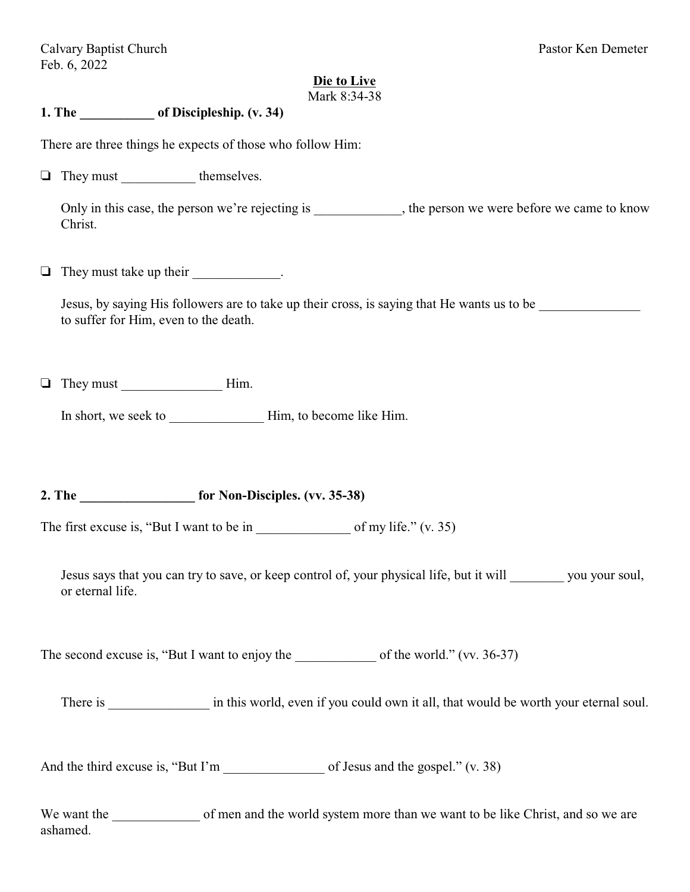Calvary Baptist Church  
Feb. 6, 2022

Pastor Ken Demeter

## Die to Live

Mark 8:34-38

### 1. The ___________ of Discipleship. (v. 34)

There are three things he expects of those who follow Him:

- ❏ They must ___________ themselves.

  Only in this case, the person we're rejecting is _____________, the person we were before we came to know Christ.

- ❏ They must take up their _____________.

  Jesus, by saying His followers are to take up their cross, is saying that He wants us to be _______________ to suffer for Him, even to the death.

- ❏ They must _______________ Him.

  In short, we seek to ______________ Him, to become like Him.

### 2. The _________________ for Non-Disciples. (vv. 35-38)

The first excuse is, "But I want to be in ______________ of my life." (v. 35)

Jesus says that you can try to save, or keep control of, your physical life, but it will ________ you your soul, or eternal life.

The second excuse is, "But I want to enjoy the ____________ of the world." (vv. 36-37)

There is _______________ in this world, even if you could own it all, that would be worth your eternal soul.

And the third excuse is, "But I'm _______________ of Jesus and the gospel." (v. 38)

We want the _____________ of men and the world system more than we want to be like Christ, and so we are ashamed.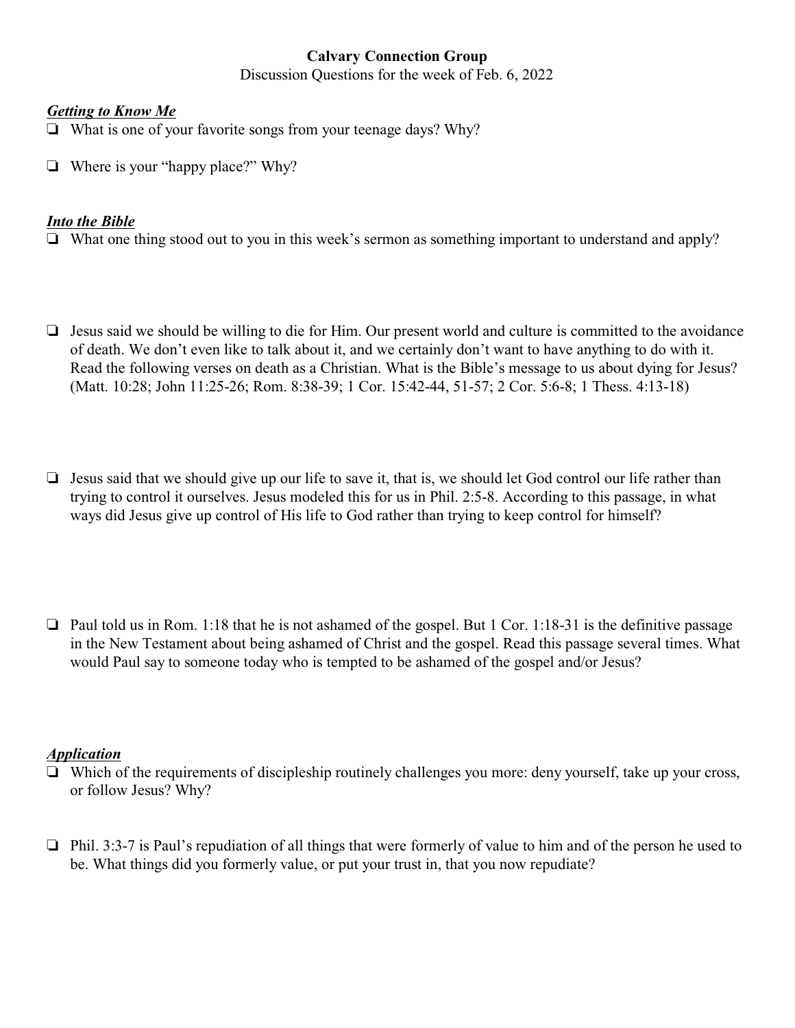**Calvary Connection Group**

Discussion Questions for the week of Feb. 6, 2022

***Getting to Know Me***

- ❑ What is one of your favorite songs from your teenage days? Why?
- ❑ Where is your "happy place?" Why?

***Into the Bible***

- ❑ What one thing stood out to you in this week's sermon as something important to understand and apply?
- ❑ Jesus said we should be willing to die for Him. Our present world and culture is committed to the avoidance of death. We don't even like to talk about it, and we certainly don't want to have anything to do with it. Read the following verses on death as a Christian. What is the Bible's message to us about dying for Jesus? (Matt. 10:28; John 11:25-26; Rom. 8:38-39; 1 Cor. 15:42-44, 51-57; 2 Cor. 5:6-8; 1 Thess. 4:13-18)
- ❑ Jesus said that we should give up our life to save it, that is, we should let God control our life rather than trying to control it ourselves. Jesus modeled this for us in Phil. 2:5-8. According to this passage, in what ways did Jesus give up control of His life to God rather than trying to keep control for himself?
- ❑ Paul told us in Rom. 1:18 that he is not ashamed of the gospel. But 1 Cor. 1:18-31 is the definitive passage in the New Testament about being ashamed of Christ and the gospel. Read this passage several times. What would Paul say to someone today who is tempted to be ashamed of the gospel and/or Jesus?

***Application***

- ❑ Which of the requirements of discipleship routinely challenges you more: deny yourself, take up your cross, or follow Jesus? Why?
- ❑ Phil. 3:3-7 is Paul's repudiation of all things that were formerly of value to him and of the person he used to be. What things did you formerly value, or put your trust in, that you now repudiate?